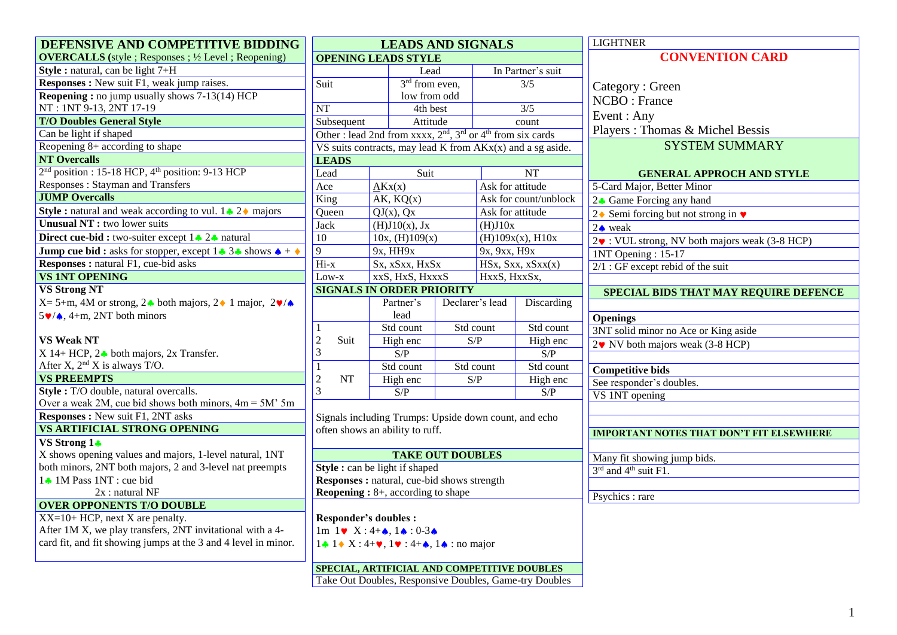## DEFENSIVE AND COMPETITIVE BIDDING

**OVERCALLS (**style ; Responses ; ½ Level ; Reopening)

**Style :** natural, can be light 7+H

**Responses :** New suit F1, weak jump raises.

**Reopening :** no jump usually shows 7-13(14) HCP
NT : 1NT 9-13, 2NT 17-19

**T/O Doubles General Style**

Can be light if shaped

Reopening 8+ according to shape

**NT Overcalls**

2nd position : 15-18 HCP, 4th position: 9-13 HCP

Responses : Stayman and Transfers

**JUMP Overcalls**

**Style :** natural and weak according to vul. 1♣ 2♦ majors

**Unusual NT :** two lower suits

**Direct cue-bid :** two-suiter except 1♣ 2♣ natural

**Jump cue bid :** asks for stopper, except 1♣ 3♣ shows ♠ + ♦

**Responses :** natural F1, cue-bid asks

**VS 1NT OPENING**

**VS Strong NT**

X= 5+m, 4M or strong, 2♣ both majors, 2♦ 1 major, 2♥/♠ 5♥/♠, 4+m, 2NT both minors

**VS Weak NT**

X 14+ HCP, 2♣ both majors, 2x Transfer.
After X, 2nd X is always T/O.

**VS PREEMPTS**

**Style :** T/O double, natural overcalls.
Over a weak 2M, cue bid shows both minors, 4m = 5M' 5m

**Responses :** New suit F1, 2NT asks

**VS ARTIFICIAL STRONG OPENING**

**VS Strong 1♣**

X shows opening values and majors, 1-level natural, 1NT both minors, 2NT both majors, 2 and 3-level nat preempts
1♣ 1M Pass 1NT : cue bid
2x : natural NF

**OVER OPPONENTS T/O DOUBLE**

XX=10+ HCP, next X are penalty.
After 1M X, we play transfers, 2NT invitational with a 4-card fit, and fit showing jumps at the 3 and 4 level in minor.

## LEADS AND SIGNALS

**OPENING LEADS STYLE**

| | Lead | In Partner's suit |
|---|---|---|
| Suit | 3rd from even, low from odd | 3/5 |
| NT | 4th best | 3/5 |
| Subsequent | Attitude | count |

Other : lead 2nd from xxxx, 2nd, 3rd or 4th from six cards

VS suits contracts, may lead K from AKx(x) and a sg aside.

**LEADS**

| Lead | Suit | NT |
|---|---|---|
| Ace | AKx(x) | Ask for attitude |
| King | AK, KQ(x) | Ask for count/unblock |
| Queen | QJ(x), Qx | Ask for attitude |
| Jack | (H)J10(x), Jx | (H)J10x |
| 10 | 10x, (H)109(x) | (H)109x(x), H10x |
| 9 | 9x, HH9x | 9x, 9xx, H9x |
| Hi-x | Sx, xSxx, HxSx | HSx, Sxx, xSxx(x) |
| Low-x | xxS, HxS, HxxxS | HxxS, HxxSx, |

**SIGNALS IN ORDER PRIORITY**

| | | Partner's lead | Declarer's lead | Discarding |
|---|---|---|---|---|
| 1 | Suit | Std count | Std count | Std count |
| 2 | | High enc | S/P | High enc |
| 3 | | S/P | | S/P |
| 1 | NT | Std count | Std count | Std count |
| 2 | | High enc | S/P | High enc |
| 3 | | S/P | | S/P |

Signals including Trumps: Upside down count, and echo often shows an ability to ruff.

**TAKE OUT DOUBLES**

**Style :** can be light if shaped

**Responses :** natural, cue-bid shows strength

**Reopening :** 8+, according to shape

**Responder's doubles :**

1m 1♥ X : 4+♠, 1♠ : 0-3♠

1♣ 1♦ X : 4+♥, 1♥ : 4+♠, 1♠ : no major

**SPECIAL, ARTIFICIAL AND COMPETITIVE DOUBLES**

Take Out Doubles, Responsive Doubles, Game-try Doubles

LIGHTNER

## CONVENTION CARD

Category : Green
NCBO : France
Event : Any
Players : Thomas & Michel Bessis

## SYSTEM SUMMARY

**GENERAL APPROCH AND STYLE**

5-Card Major, Better Minor

2♣ Game Forcing any hand

2♦ Semi forcing but not strong in ♥

2♠ weak

2♥ : VUL strong, NV both majors weak (3-8 HCP)

1NT Opening : 15-17

2/1 : GF except rebid of the suit

**SPECIAL BIDS THAT MAY REQUIRE DEFENCE**

**Openings**

3NT solid minor no Ace or King aside

2♥ NV both majors weak (3-8 HCP)

**Competitive bids**

See responder's doubles.

VS 1NT opening

**IMPORTANT NOTES THAT DON'T FIT ELSEWHERE**

Many fit showing jump bids.

3rd and 4th suit F1.

Psychics : rare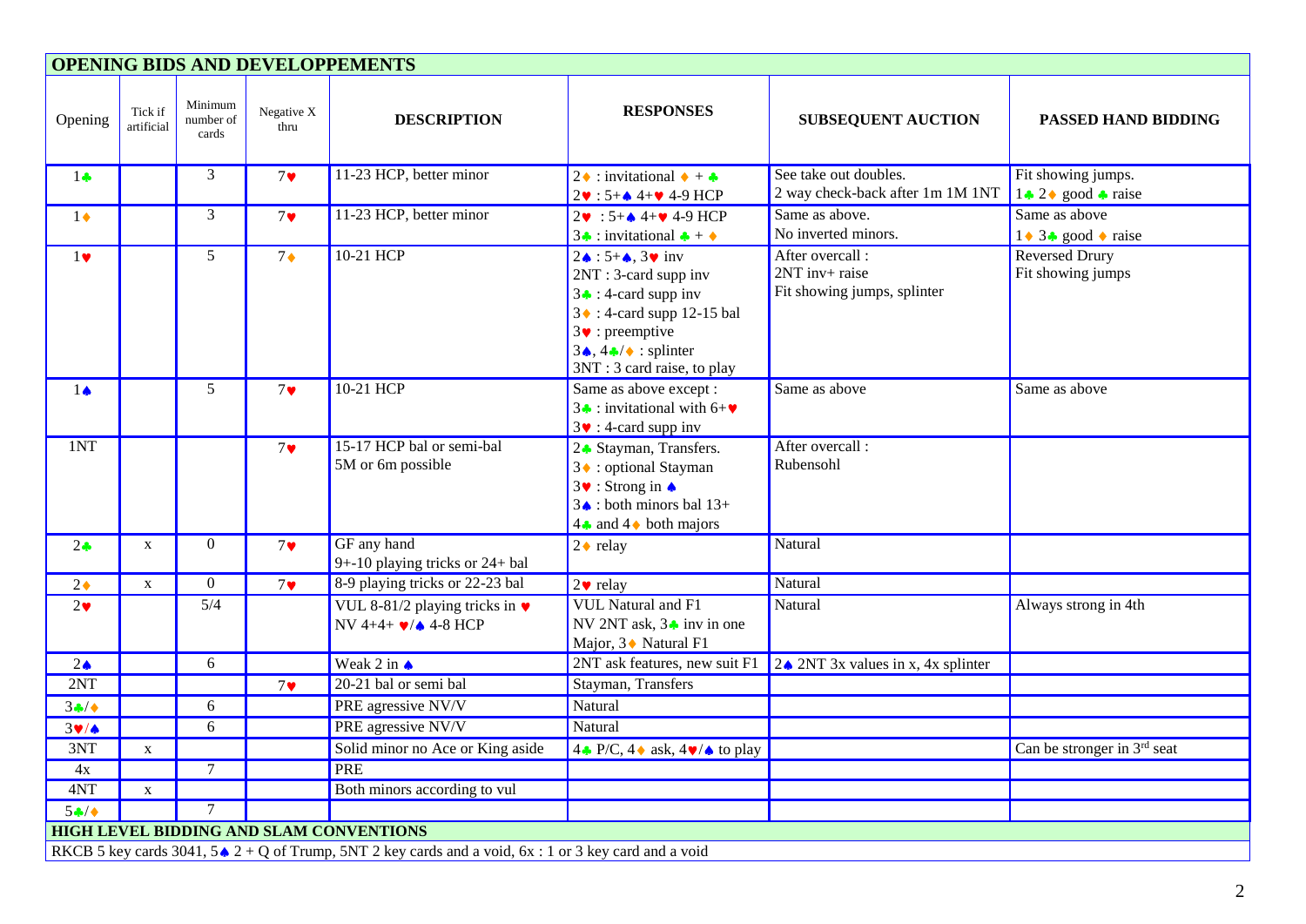## OPENING BIDS AND DEVELOPPEMENTS

| Opening | Tick if artificial | Minimum number of cards | Negative X thru | DESCRIPTION | RESPONSES | SUBSEQUENT AUCTION | PASSED HAND BIDDING |
|---|---|---|---|---|---|---|---|
| 1♣ | | 3 | 7♥ | 11-23 HCP, better minor | 2♦ : invitational ♦ + ♣<br>2♥ : 5+♠ 4+♥ 4-9 HCP | See take out doubles.<br>2 way check-back after 1m 1M 1NT | Fit showing jumps.<br>1♣ 2♦ good ♣ raise |
| 1♦ | | 3 | 7♥ | 11-23 HCP, better minor | 2♥ : 5+♠ 4+♥ 4-9 HCP<br>3♣ : invitational ♣ + ♦ | Same as above.<br>No inverted minors. | Same as above<br>1♦ 3♣ good ♦ raise |
| 1♥ | | 5 | 7♦ | 10-21 HCP | 2♠ : 5+♠, 3♥ inv<br>2NT : 3-card supp inv<br>3♣ : 4-card supp inv<br>3♦ : 4-card supp 12-15 bal<br>3♥ : preemptive<br>3♠, 4♣/♦ : splinter<br>3NT : 3 card raise, to play | After overcall :<br>2NT inv+ raise<br>Fit showing jumps, splinter | Reversed Drury<br>Fit showing jumps |
| 1♠ | | 5 | 7♥ | 10-21 HCP | Same as above except :<br>3♣ : invitational with 6+♥<br>3♥ : 4-card supp inv | Same as above | Same as above |
| 1NT | | | 7♥ | 15-17 HCP bal or semi-bal<br>5M or 6m possible | 2♣ Stayman, Transfers.<br>3♦ : optional Stayman<br>3♥ : Strong in ♠<br>3♠ : both minors bal 13+<br>4♣ and 4♦ both majors | After overcall :<br>Rubensohl | |
| 2♣ | x | 0 | 7♥ | GF any hand<br>9+-10 playing tricks or 24+ bal | 2♦ relay | Natural | |
| 2♦ | x | 0 | 7♥ | 8-9 playing tricks or 22-23 bal | 2♥ relay | Natural | |
| 2♥ | | 5/4 | | VUL 8-81/2 playing tricks in ♥<br>NV 4+4+ ♥/♠ 4-8 HCP | VUL Natural and F1<br>NV 2NT ask, 3♣ inv in one Major, 3♦ Natural F1 | Natural | Always strong in 4th |
| 2♠ | | 6 | | Weak 2 in ♠ | 2NT ask features, new suit F1 | 2♠ 2NT 3x values in x, 4x splinter | |
| 2NT | | | 7♥ | 20-21 bal or semi bal | Stayman, Transfers | | |
| 3♣/♦ | | 6 | | PRE agressive NV/V | Natural | | |
| 3♥/♠ | | 6 | | PRE agressive NV/V | Natural | | |
| 3NT | x | | | Solid minor no Ace or King aside | 4♣ P/C, 4♦ ask, 4♥/♠ to play | | Can be stronger in 3rd seat |
| 4x | | 7 | | PRE | | | |
| 4NT | x | | | Both minors according to vul | | | |
| 5♣/♦ | | 7 | | | | | |

## HIGH LEVEL BIDDING AND SLAM CONVENTIONS

RKCB 5 key cards 3041, 5♠ 2 + Q of Trump, 5NT 2 key cards and a void, 6x : 1 or 3 key card and a void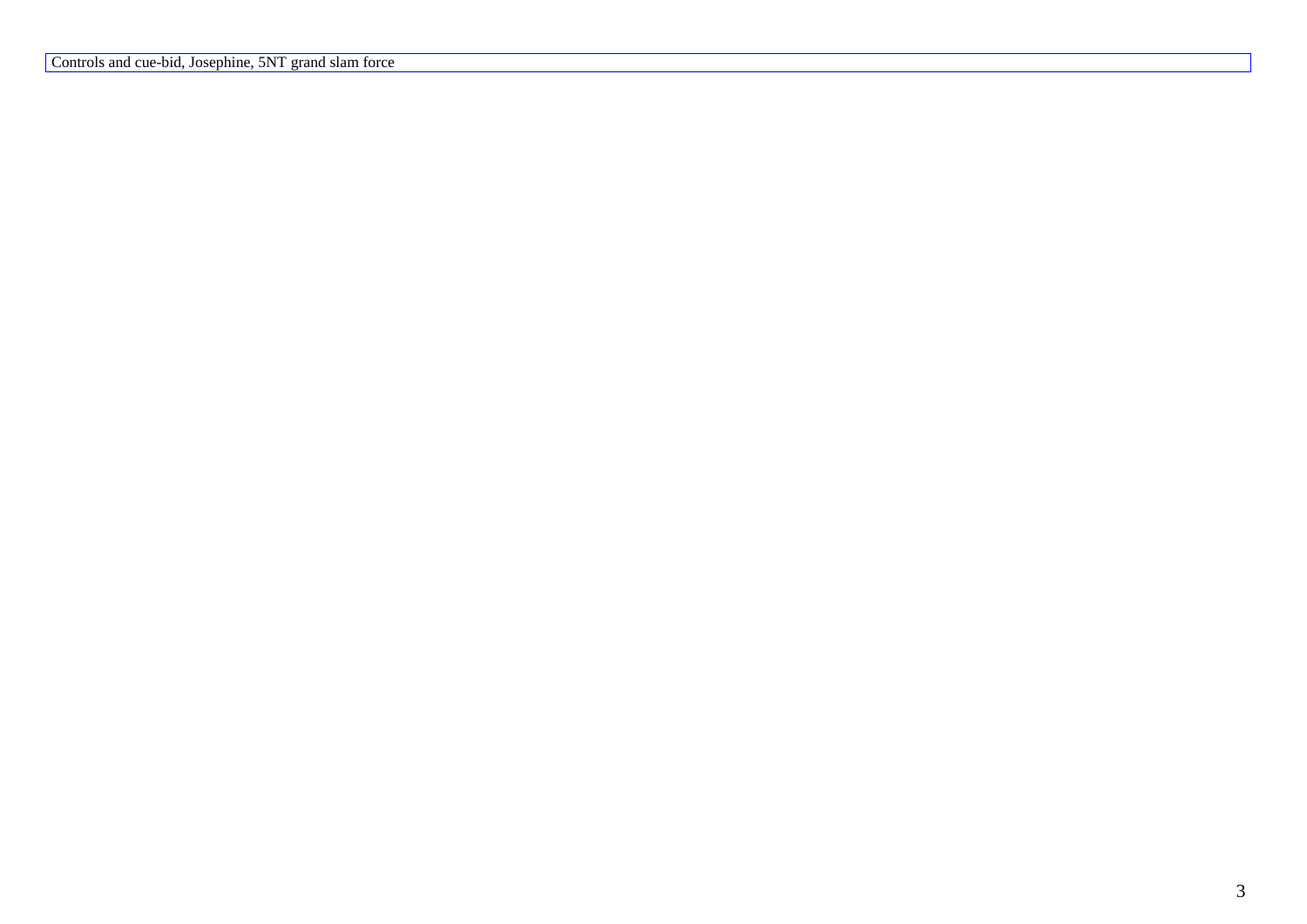| |
|---|
| Controls and cue-bid, Josephine, 5NT grand slam force |